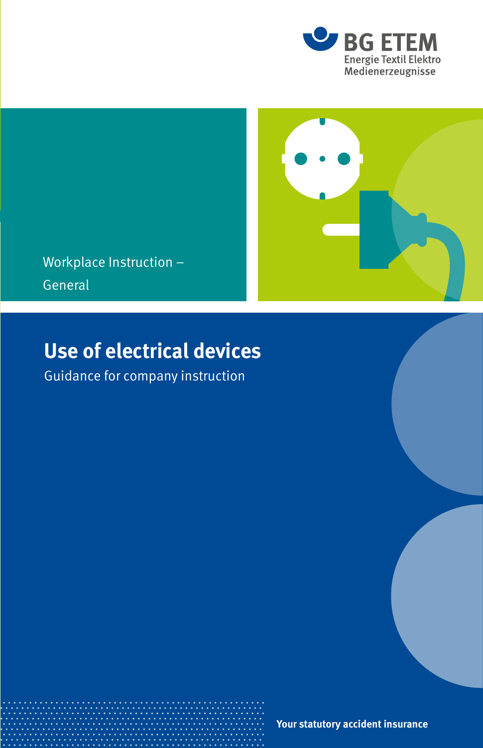BG ETEM
Energie Textil Elektro
Medienerzeugnisse

Workplace Instruction – General

# Use of electrical devices

Guidance for company instruction

**Your statutory accident insurance**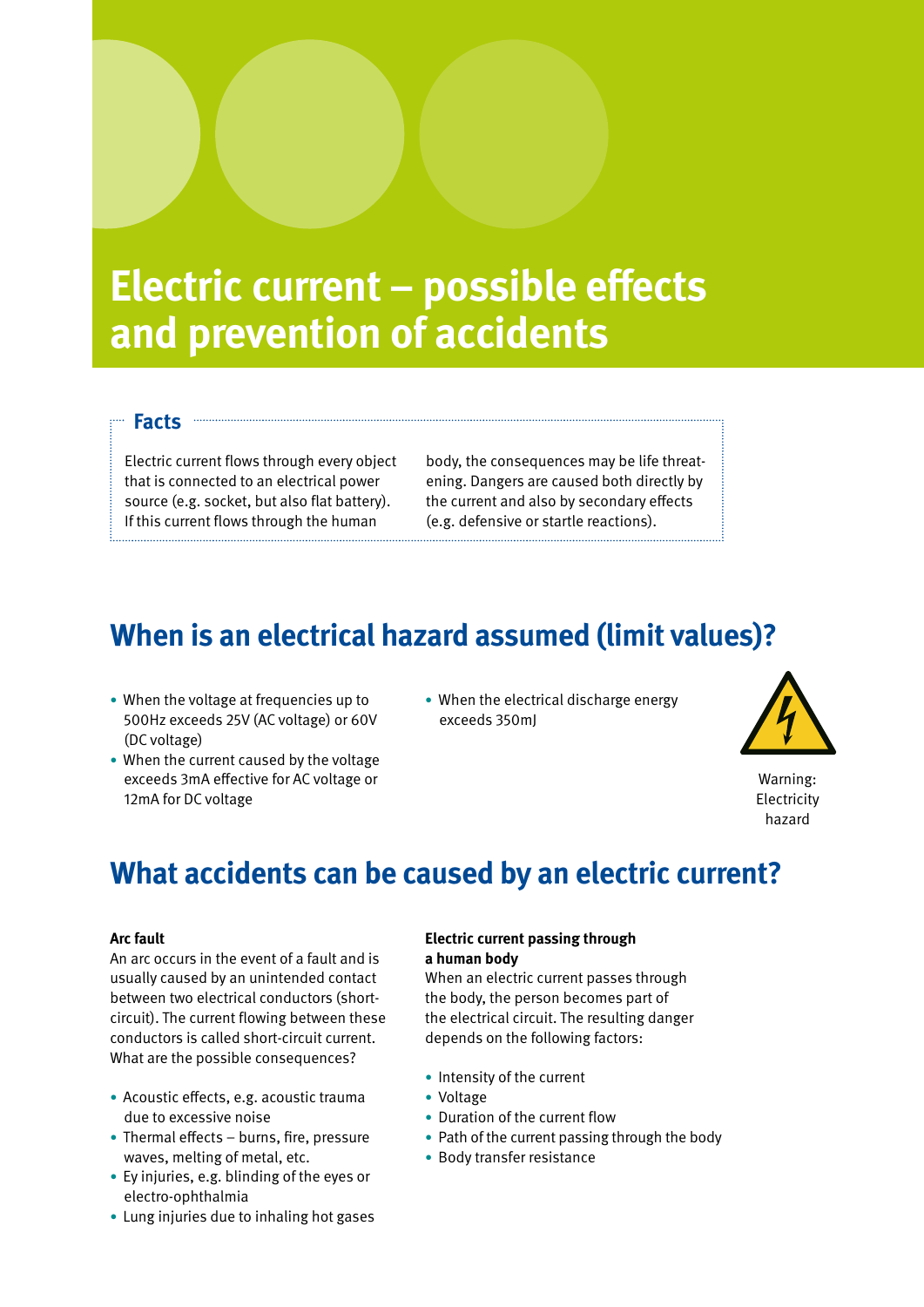# Electric current – possible effects and prevention of accidents

## Facts

Electric current flows through every object that is connected to an electrical power source (e.g. socket, but also flat battery). If this current flows through the human body, the consequences may be life threatening. Dangers are caused both directly by the current and also by secondary effects (e.g. defensive or startle reactions).

## When is an electrical hazard assumed (limit values)?

- When the voltage at frequencies up to 500Hz exceeds 25V (AC voltage) or 60V (DC voltage)
- When the current caused by the voltage exceeds 3mA effective for AC voltage or 12mA for DC voltage
- When the electrical discharge energy exceeds 350mJ

Warning: Electricity hazard

## What accidents can be caused by an electric current?

**Arc fault**

An arc occurs in the event of a fault and is usually caused by an unintended contact between two electrical conductors (short-circuit). The current flowing between these conductors is called short-circuit current. What are the possible consequences?

- Acoustic effects, e.g. acoustic trauma due to excessive noise
- Thermal effects – burns, fire, pressure waves, melting of metal, etc.
- Ey injuries, e.g. blinding of the eyes or electro-ophthalmia
- Lung injuries due to inhaling hot gases

**Electric current passing through a human body**

When an electric current passes through the body, the person becomes part of the electrical circuit. The resulting danger depends on the following factors:

- Intensity of the current
- Voltage
- Duration of the current flow
- Path of the current passing through the body
- Body transfer resistance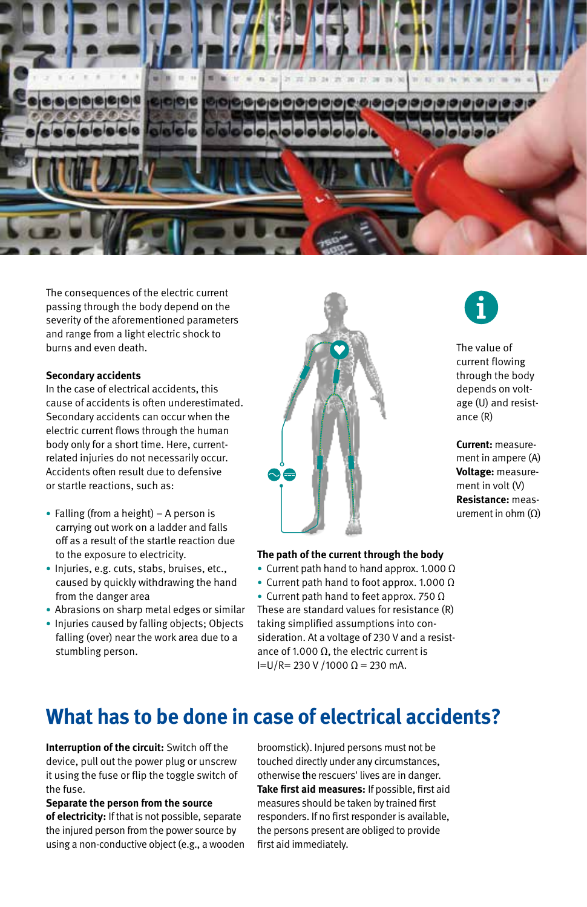The consequences of the electric current passing through the body depend on the severity of the aforementioned parameters and range from a light electric shock to burns and even death.

**Secondary accidents**
In the case of electrical accidents, this cause of accidents is often underestimated. Secondary accidents can occur when the electric current flows through the human body only for a short time. Here, current-related injuries do not necessarily occur. Accidents often result due to defensive or startle reactions, such as:

- Falling (from a height) – A person is carrying out work on a ladder and falls off as a result of the startle reaction due to the exposure to electricity.
- Injuries, e.g. cuts, stabs, bruises, etc., caused by quickly withdrawing the hand from the danger area
- Abrasions on sharp metal edges or similar
- Injuries caused by falling objects; Objects falling (over) near the work area due to a stumbling person.

**The path of the current through the body**

- Current path hand to hand approx. 1.000 Ω
- Current path hand to foot approx. 1.000 Ω
- Current path hand to feet approx. 750 Ω

These are standard values for resistance (R) taking simplified assumptions into consideration. At a voltage of 230 V and a resistance of 1.000 Ω, the electric current is $I = U/R = 230\ V / 1000\ \Omega = 230\ mA$.

The value of current flowing through the body depends on voltage (U) and resistance (R)

**Current:** measurement in ampere (A)
**Voltage:** measurement in volt (V)
**Resistance:** measurement in ohm (Ω)

# What has to be done in case of electrical accidents?

**Interruption of the circuit:** Switch off the device, pull out the power plug or unscrew it using the fuse or flip the toggle switch of the fuse.
**Separate the person from the source of electricity:** If that is not possible, separate the injured person from the power source by using a non-conductive object (e.g., a wooden broomstick). Injured persons must not be touched directly under any circumstances, otherwise the rescuers' lives are in danger.
**Take first aid measures:** If possible, first aid measures should be taken by trained first responders. If no first responder is available, the persons present are obliged to provide first aid immediately.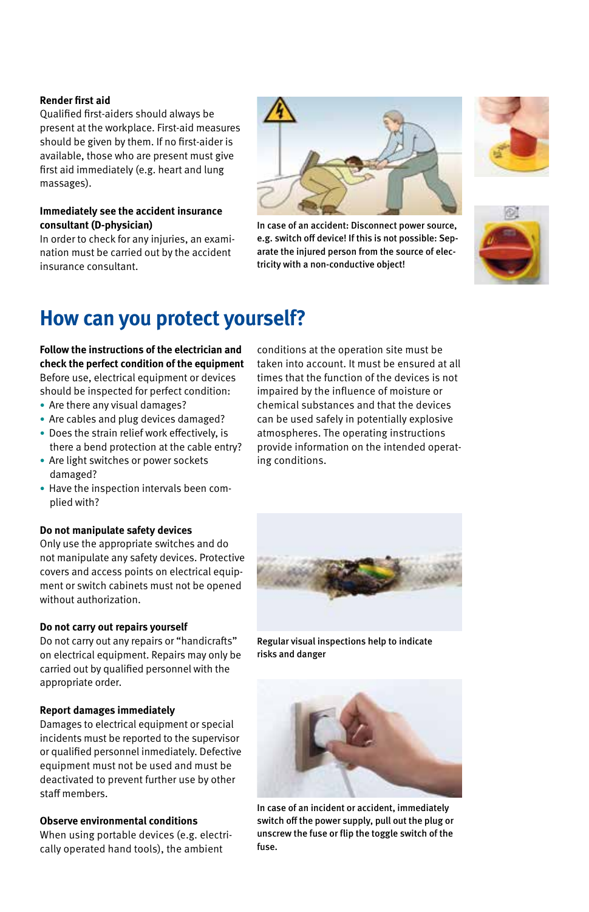**Render first aid**
Qualified first-aiders should always be present at the workplace. First-aid measures should be given by them. If no first-aider is available, those who are present must give first aid immediately (e.g. heart and lung massages).

**Immediately see the accident insurance consultant (D-physician)**
In order to check for any injuries, an examination must be carried out by the accident insurance consultant.

In case of an accident: Disconnect power source, e.g. switch off device! If this is not possible: Separate the injured person from the source of electricity with a non-conductive object!

# How can you protect yourself?

**Follow the instructions of the electrician and check the perfect condition of the equipment**
Before use, electrical equipment or devices should be inspected for perfect condition:

- Are there any visual damages?
- Are cables and plug devices damaged?
- Does the strain relief work effectively, is there a bend protection at the cable entry?
- Are light switches or power sockets damaged?
- Have the inspection intervals been complied with?

**Do not manipulate safety devices**
Only use the appropriate switches and do not manipulate any safety devices. Protective covers and access points on electrical equipment or switch cabinets must not be opened without authorization.

**Do not carry out repairs yourself**
Do not carry out any repairs or "handicrafts" on electrical equipment. Repairs may only be carried out by qualified personnel with the appropriate order.

**Report damages immediately**
Damages to electrical equipment or special incidents must be reported to the supervisor or qualified personnel inmediately. Defective equipment must not be used and must be deactivated to prevent further use by other staff members.

**Observe environmental conditions**
When using portable devices (e.g. electrically operated hand tools), the ambient conditions at the operation site must be taken into account. It must be ensured at all times that the function of the devices is not impaired by the influence of moisture or chemical substances and that the devices can be used safely in potentially explosive atmospheres. The operating instructions provide information on the intended operating conditions.

Regular visual inspections help to indicate risks and danger

In case of an incident or accident, immediately switch off the power supply, pull out the plug or unscrew the fuse or flip the toggle switch of the fuse.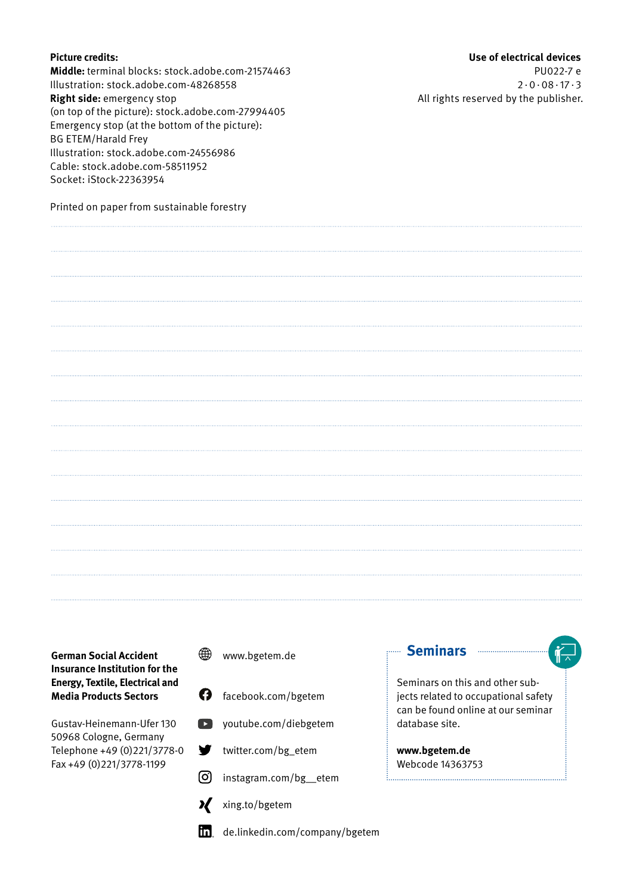**Picture credits:**
**Middle:** terminal blocks: stock.adobe.com-21574463
Illustration: stock.adobe.com-48268558
**Right side:** emergency stop
(on top of the picture): stock.adobe.com-27994405
Emergency stop (at the bottom of the picture):
BG ETEM/Harald Frey
Illustration: stock.adobe.com-24556986
Cable: stock.adobe.com-58511952
Socket: iStock-22363954

Printed on paper from sustainable forestry

**Use of electrical devices**
PU022-7 e
2·0·08·17·3
All rights reserved by the publisher.

**German Social Accident Insurance Institution for the Energy, Textile, Electrical and Media Products Sectors**

Gustav-Heinemann-Ufer 130
50968 Cologne, Germany
Telephone +49 (0)221/3778-0
Fax +49 (0)221/3778-1199

www.bgetem.de

facebook.com/bgetem

youtube.com/diebgetem

twitter.com/bg_etem

instagram.com/bg__etem

xing.to/bgetem

de.linkedin.com/company/bgetem

## Seminars

Seminars on this and other subjects related to occupational safety can be found online at our seminar database site.

**www.bgetem.de**
Webcode 14363753